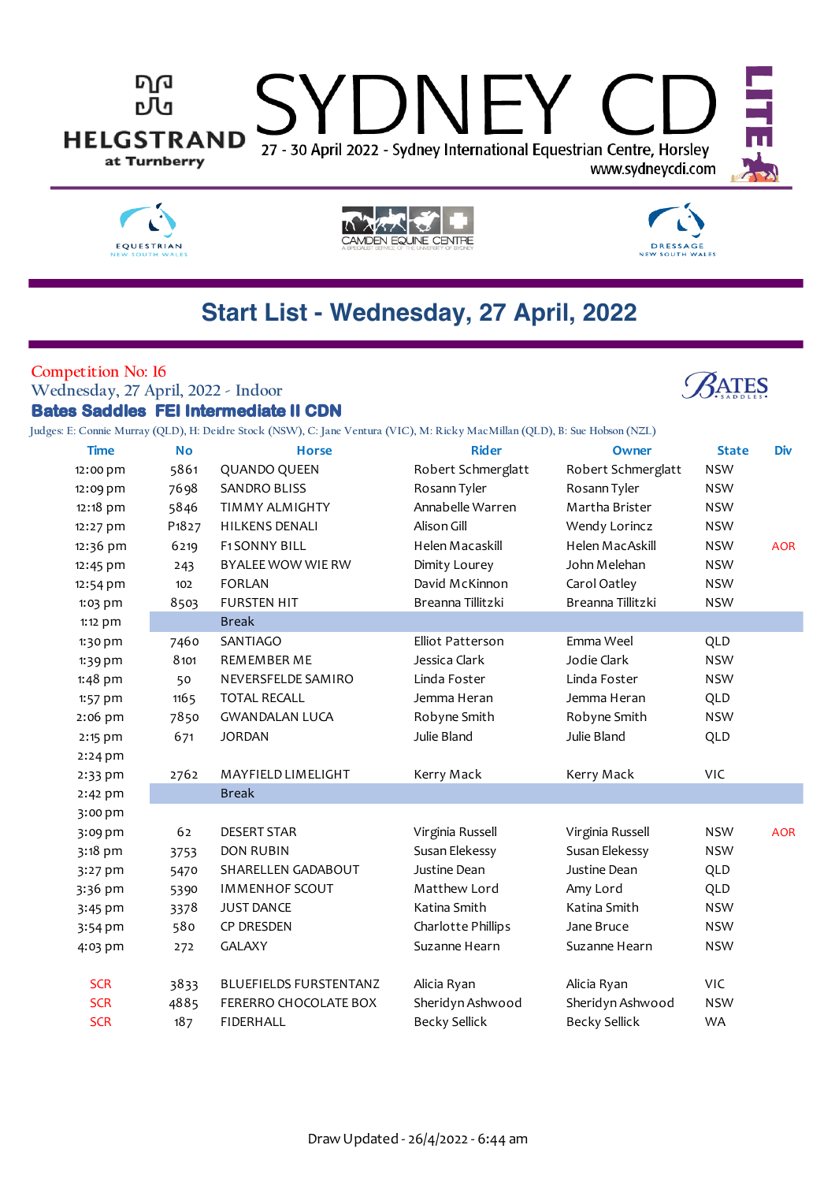# SYDNEY CDI LITE

27 - 30 April 2022 - Sydney International Equestrian Centre, Horsley

www.sydneycdi.com

HELGSTRAND at Turnberry

EQUESTRIAN NEW SOUTH WALES — CAMDEN EQUINE CENTRE — DRESSAGE NEW SOUTH WALES

## Start List - Wednesday, 27 April, 2022

Competition No: 16

Wednesday, 27 April, 2022 - Indoor

**Bates Saddles FEI Intermediate II CDN**

Judges: E: Connie Murray (QLD), H: Deidre Stock (NSW), C: Jane Ventura (VIC), M: Ricky MacMillan (QLD), B: Sue Hobson (NZL)

| Time | No | Horse | Rider | Owner | State | Div |
|---|---|---|---|---|---|---|
| 12:00 pm | 5861 | QUANDO QUEEN | Robert Schmerglatt | Robert Schmerglatt | NSW | |
| 12:09 pm | 7698 | SANDRO BLISS | Rosann Tyler | Rosann Tyler | NSW | |
| 12:18 pm | 5846 | TIMMY ALMIGHTY | Annabelle Warren | Martha Brister | NSW | |
| 12:27 pm | P1827 | HILKENS DENALI | Alison Gill | Wendy Lorincz | NSW | |
| 12:36 pm | 6219 | F1 SONNY BILL | Helen Macaskill | Helen MacAskill | NSW | AOR |
| 12:45 pm | 243 | BYALEE WOW WIE RW | Dimity Lourey | John Melehan | NSW | |
| 12:54 pm | 102 | FORLAN | David McKinnon | Carol Oatley | NSW | |
| 1:03 pm | 8503 | FURSTEN HIT | Breanna Tillitzki | Breanna Tillitzki | NSW | |
| 1:12 pm | | Break | | | | |
| 1:30 pm | 7460 | SANTIAGO | Elliot Patterson | Emma Weel | QLD | |
| 1:39 pm | 8101 | REMEMBER ME | Jessica Clark | Jodie Clark | NSW | |
| 1:48 pm | 50 | NEVERSFELDE SAMIRO | Linda Foster | Linda Foster | NSW | |
| 1:57 pm | 1165 | TOTAL RECALL | Jemma Heran | Jemma Heran | QLD | |
| 2:06 pm | 7850 | GWANDALAN LUCA | Robyne Smith | Robyne Smith | NSW | |
| 2:15 pm | 671 | JORDAN | Julie Bland | Julie Bland | QLD | |
| 2:24 pm | | | | | | |
| 2:33 pm | 2762 | MAYFIELD LIMELIGHT | Kerry Mack | Kerry Mack | VIC | |
| 2:42 pm | | Break | | | | |
| 3:00 pm | | | | | | |
| 3:09 pm | 62 | DESERT STAR | Virginia Russell | Virginia Russell | NSW | AOR |
| 3:18 pm | 3753 | DON RUBIN | Susan Elekessy | Susan Elekessy | NSW | |
| 3:27 pm | 5470 | SHARELLEN GADABOUT | Justine Dean | Justine Dean | QLD | |
| 3:36 pm | 5390 | IMMENHOF SCOUT | Matthew Lord | Amy Lord | QLD | |
| 3:45 pm | 3378 | JUST DANCE | Katina Smith | Katina Smith | NSW | |
| 3:54 pm | 580 | CP DRESDEN | Charlotte Phillips | Jane Bruce | NSW | |
| 4:03 pm | 272 | GALAXY | Suzanne Hearn | Suzanne Hearn | NSW | |
| SCR | 3833 | BLUEFIELDS FURSTENTANZ | Alicia Ryan | Alicia Ryan | VIC | |
| SCR | 4885 | FERERRO CHOCOLATE BOX | Sheridyn Ashwood | Sheridyn Ashwood | NSW | |
| SCR | 187 | FIDERHALL | Becky Sellick | Becky Sellick | WA | |

Draw Updated - 26/4/2022 - 6:44 am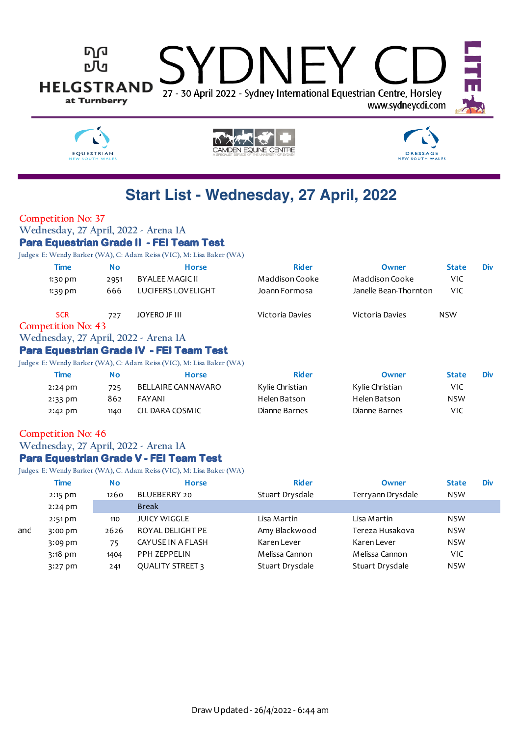HELGSTRAND at Turnberry

# SYDNEY CDI LITE

27 - 30 April 2022 - Sydney International Equestrian Centre, Horsley
www.sydneycdi.com

EQUESTRIAN NEW SOUTH WALES

CAMDEN EQUINE CENTRE

DRESSAGE NEW SOUTH WALES

## Start List - Wednesday, 27 April, 2022

Competition No: 37

Wednesday, 27 April, 2022 - Arena 1A

### Para Equestrian Grade II - FEI Team Test

Judges: E: Wendy Barker (WA), C: Adam Reiss (VIC), M: Lisa Baker (WA)

| Time | No | Horse | Rider | Owner | State | Div |
|---|---|---|---|---|---|---|
| 1:30 pm | 2951 | BYALEE MAGIC II | Maddison Cooke | Maddison Cooke | VIC | |
| 1:39 pm | 666 | LUCIFERS LOVELIGHT | Joann Formosa | Janelle Bean-Thornton | VIC | |
| SCR | 727 | JOYERO JF III | Victoria Davies | Victoria Davies | NSW | |

Competition No: 43

Wednesday, 27 April, 2022 - Arena 1A

### Para Equestrian Grade IV - FEI Team Test

Judges: E: Wendy Barker (WA), C: Adam Reiss (VIC), M: Lisa Baker (WA)

| Time | No | Horse | Rider | Owner | State | Div |
|---|---|---|---|---|---|---|
| 2:24 pm | 725 | BELLAIRE CANNAVARO | Kylie Christian | Kylie Christian | VIC | |
| 2:33 pm | 862 | FAYANI | Helen Batson | Helen Batson | NSW | |
| 2:42 pm | 1140 | CIL DARA COSMIC | Dianne Barnes | Dianne Barnes | VIC | |

Competition No: 46

Wednesday, 27 April, 2022 - Arena 1A

### Para Equestrian Grade V - FEI Team Test

Judges: E: Wendy Barker (WA), C: Adam Reiss (VIC), M: Lisa Baker (WA)

| | Time | No | Horse | Rider | Owner | State | Div |
|---|---|---|---|---|---|---|---|
| | 2:15 pm | 1260 | BLUEBERRY 20 | Stuart Drysdale | Terryann Drysdale | NSW | |
| | 2:24 pm | | Break | | | | |
| | 2:51 pm | 110 | JUICY WIGGLE | Lisa Martin | Lisa Martin | NSW | |
| anc | 3:00 pm | 2626 | ROYAL DELIGHT PE | Amy Blackwood | Tereza Husakova | NSW | |
| | 3:09 pm | 75 | CAYUSE IN A FLASH | Karen Lever | Karen Lever | NSW | |
| | 3:18 pm | 1404 | PPH ZEPPELIN | Melissa Cannon | Melissa Cannon | VIC | |
| | 3:27 pm | 241 | QUALITY STREET 3 | Stuart Drysdale | Stuart Drysdale | NSW | |

Draw Updated - 26/4/2022 - 6:44 am